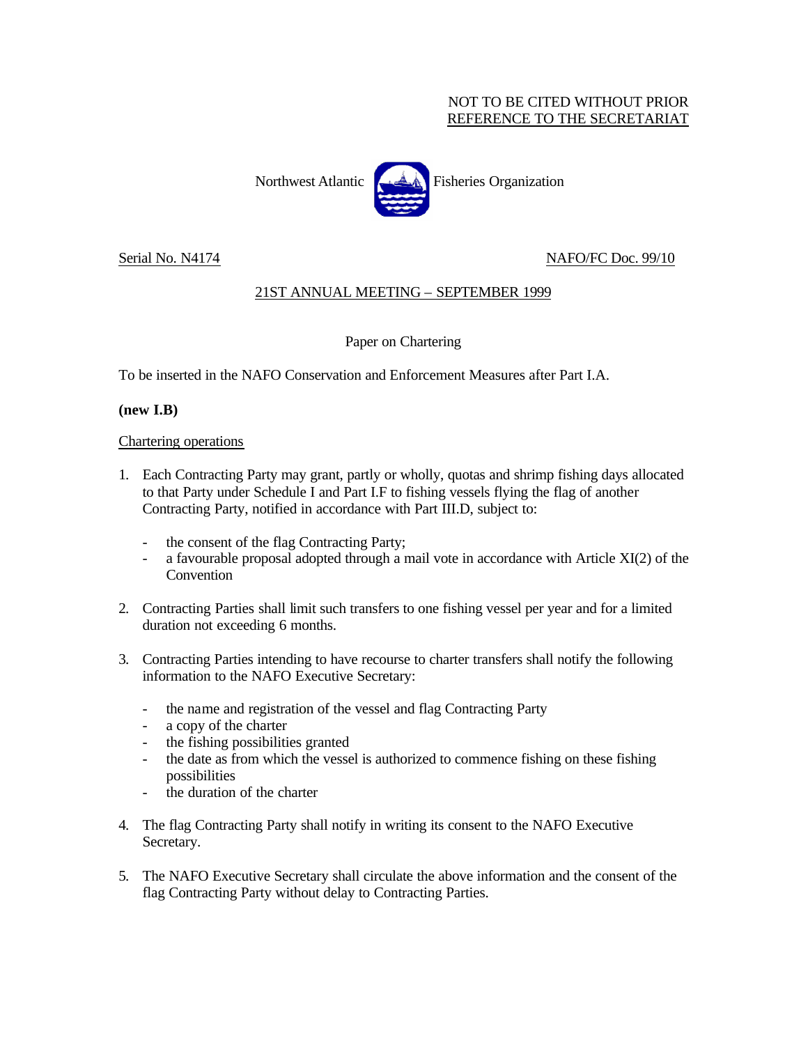NOT TO BE CITED WITHOUT PRIOR
REFERENCE TO THE SECRETARIAT

Northwest Atlantic Fisheries Organization

Serial No. N4174 NAFO/FC Doc. 99/10

21ST ANNUAL MEETING – SEPTEMBER 1999

Paper on Chartering

To be inserted in the NAFO Conservation and Enforcement Measures after Part I.A.

**(new I.B)**

Chartering operations

1. Each Contracting Party may grant, partly or wholly, quotas and shrimp fishing days allocated to that Party under Schedule I and Part I.F to fishing vessels flying the flag of another Contracting Party, notified in accordance with Part III.D, subject to:

   - the consent of the flag Contracting Party;
   - a favourable proposal adopted through a mail vote in accordance with Article XI(2) of the Convention

2. Contracting Parties shall limit such transfers to one fishing vessel per year and for a limited duration not exceeding 6 months.

3. Contracting Parties intending to have recourse to charter transfers shall notify the following information to the NAFO Executive Secretary:

   - the name and registration of the vessel and flag Contracting Party
   - a copy of the charter
   - the fishing possibilities granted
   - the date as from which the vessel is authorized to commence fishing on these fishing possibilities
   - the duration of the charter

4. The flag Contracting Party shall notify in writing its consent to the NAFO Executive Secretary.

5. The NAFO Executive Secretary shall circulate the above information and the consent of the flag Contracting Party without delay to Contracting Parties.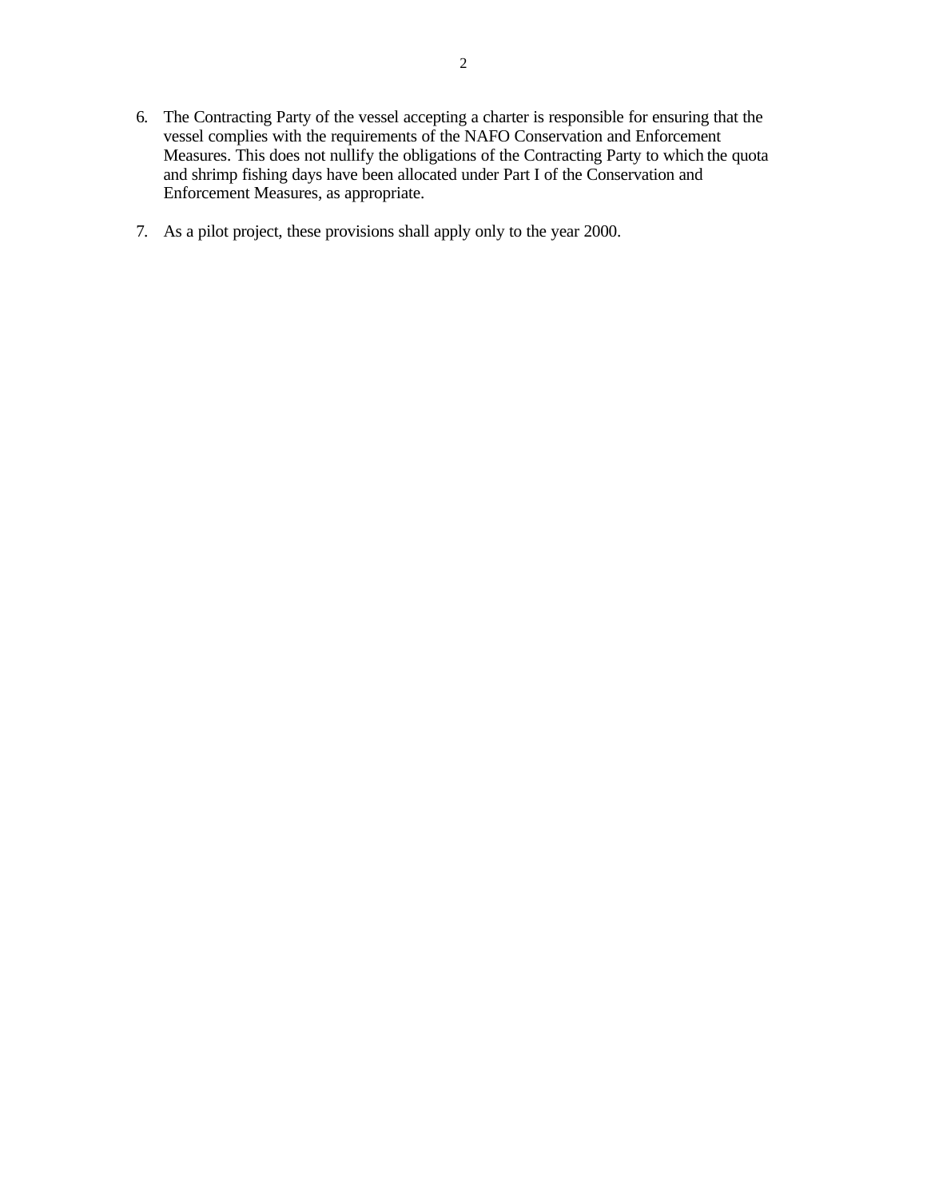6. The Contracting Party of the vessel accepting a charter is responsible for ensuring that the vessel complies with the requirements of the NAFO Conservation and Enforcement Measures. This does not nullify the obligations of the Contracting Party to which the quota and shrimp fishing days have been allocated under Part I of the Conservation and Enforcement Measures, as appropriate.

7. As a pilot project, these provisions shall apply only to the year 2000.